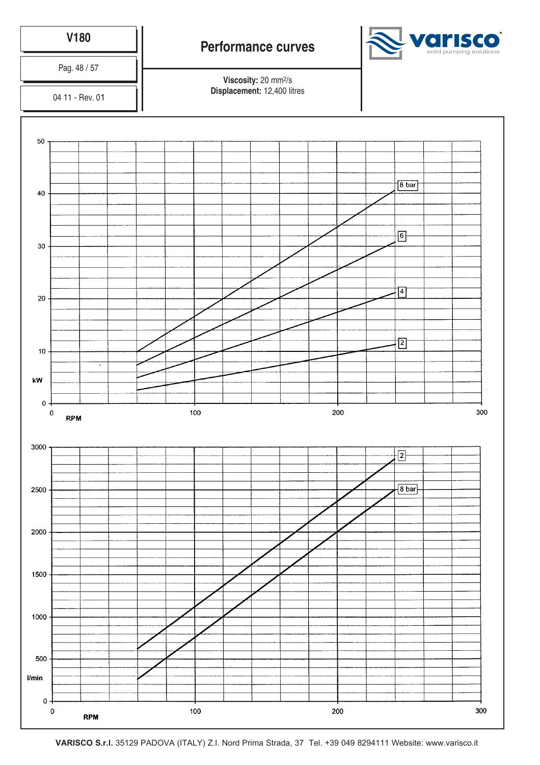# V180

Pag. 48 / 57

04 11 - Rev. 01

## Performance curves

**Viscosity:** 20 $mm^2/s$
**Displacement:** 12,400 litres

varisco
solid pumping solutions

kW

RPM

8 bar
6
4
2

l/min

RPM

2
8 bar

**VARISCO S.r.l.** 35129 PADOVA (ITALY) Z.I. Nord Prima Strada, 37 Tel. +39 049 8294111 Website: www.varisco.it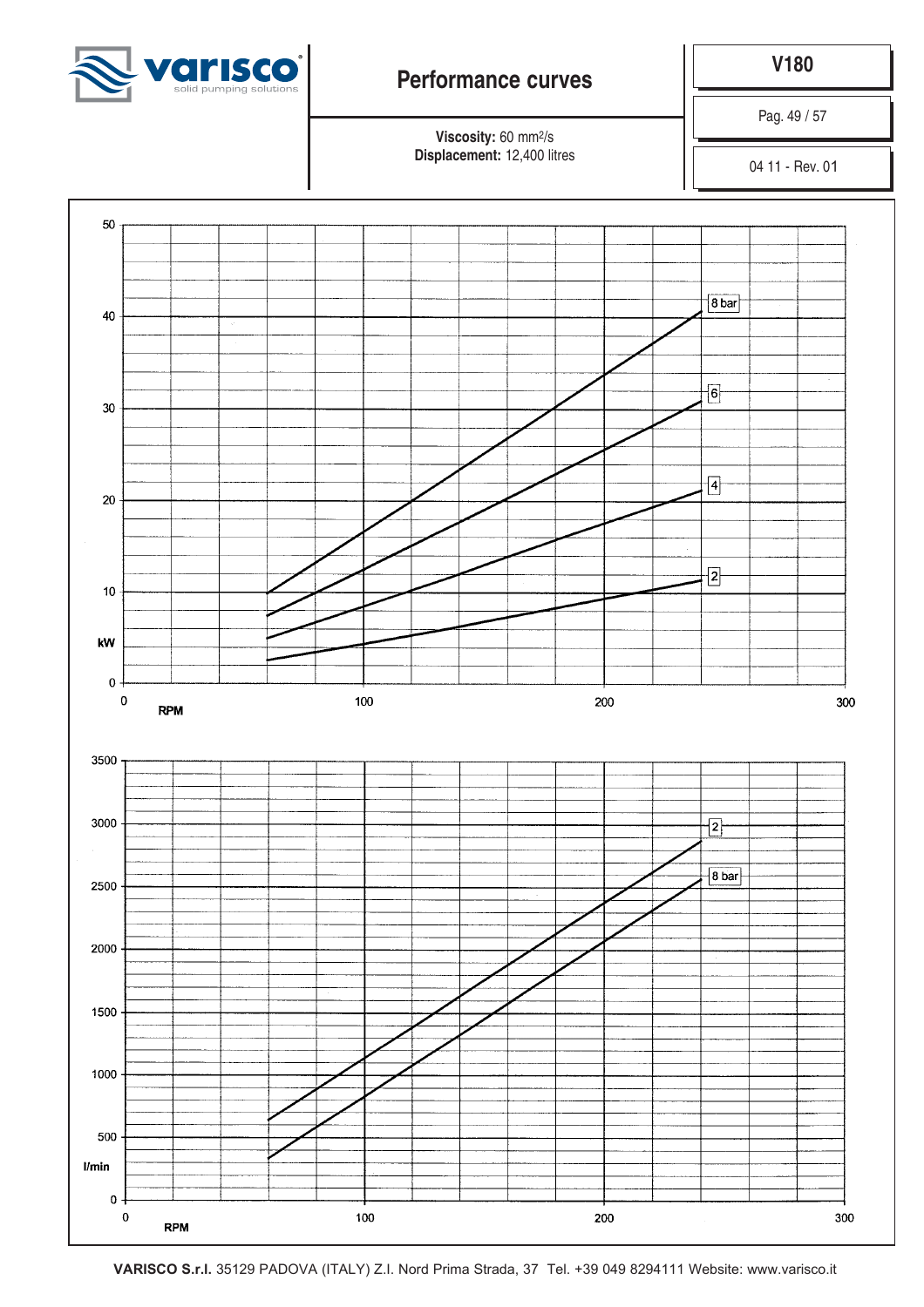# Performance curves

**V180**

**Viscosity:** 60 mm²/s
**Displacement:** 12,400 litres

Pag. 49 / 57

04 11 - Rev. 01

kW
50
40
30
20
10
0

8 bar
6
4
2

0 100 200 300
RPM

l/min
3500
3000
2500
2000
1500
1000
500
0

2
8 bar

0 100 200 300
RPM

**VARISCO S.r.l.** 35129 PADOVA (ITALY) Z.I. Nord Prima Strada, 37 Tel. +39 049 8294111 Website: www.varisco.it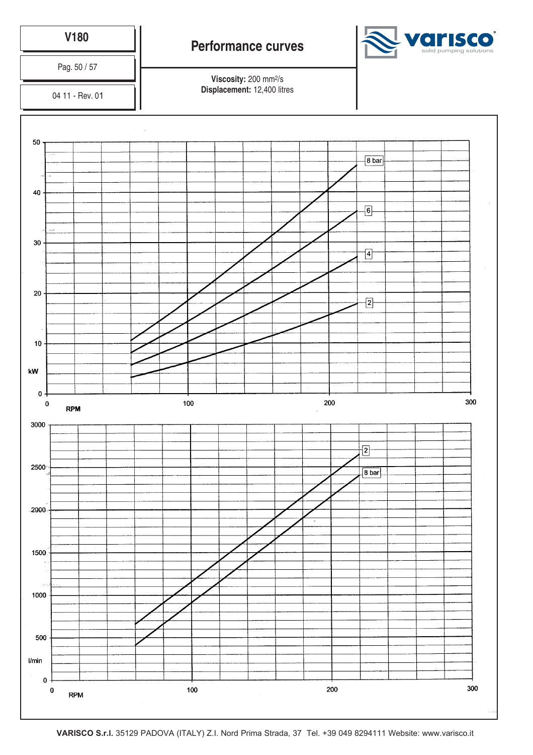# V180

Pag. 50 / 57

04 11 - Rev. 01

## Performance curves

**Viscosity:** 200 mm²/s
**Displacement:** 12,400 litres

kW (0–50) vs RPM (0–300): curves for 8 bar, 6, 4, 2

l/min (0–3000) vs RPM (0–300): curves for 2, 8 bar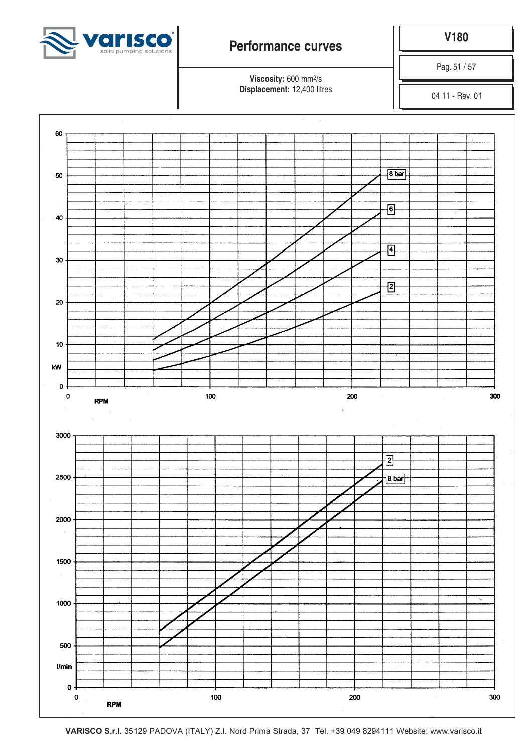# Performance curves

**V180**

Pag. 51 / 57

04 11 - Rev. 01

**Viscosity:** 600 mm²/s
**Displacement:** 12,400 litres

60

50

40

30

20

10

kW

0

0 RPM 100 200 300

8 bar

6

4

2

3000

2500

2000

1500

1000

500

l/min

0

0 RPM 100 200 300

2

8 bar

**VARISCO S.r.l.** 35129 PADOVA (ITALY) Z.I. Nord Prima Strada, 37 Tel. +39 049 8294111 Website: www.varisco.it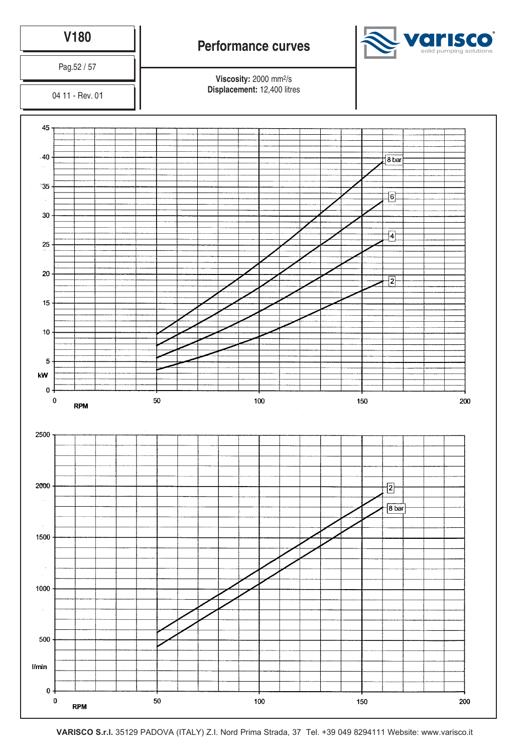# V180

Pag.52 / 57

04 11 - Rev. 01

## Performance curves

**Viscosity:** 2000 mm²/s
**Displacement:** 12,400 litres

kW

45
40
35
30
25
20
15
10
5
0

8 bar
6
4
2

0 50 100 150 200
RPM

l/min

2500
2000
1500
1000
500
0

2
8 bar

0 50 100 150 200
RPM

**VARISCO S.r.l.** 35129 PADOVA (ITALY) Z.I. Nord Prima Strada, 37 Tel. +39 049 8294111 Website: www.varisco.it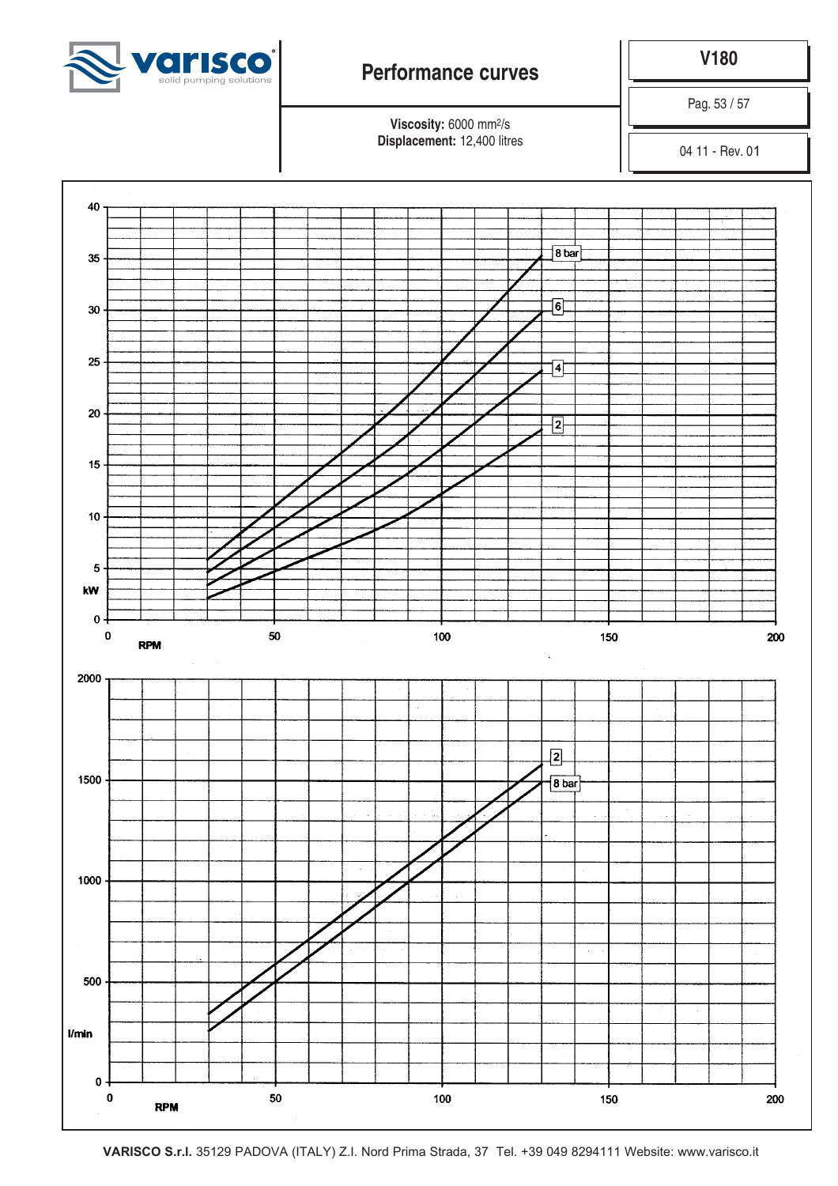# Performance curves

**V180**

Pag. 53 / 57

04 11 - Rev. 01

**Viscosity:** 6000 mm²/s
**Displacement:** 12,400 litres

40

35

30

25

20

15

10

5

kW

0

0 50 100 150 200

RPM

8 bar

6

4

2

2000

1500

1000

500

l/min

0

0 50 100 150 200

RPM

2

8 bar

**VARISCO S.r.l.** 35129 PADOVA (ITALY) Z.I. Nord Prima Strada, 37 Tel. +39 049 8294111 Website: www.varisco.it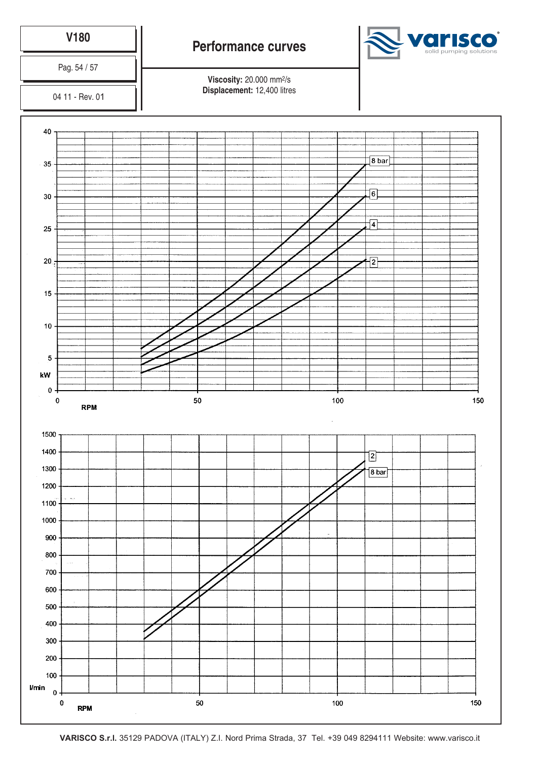V180

Pag. 54 / 57

04 11 - Rev. 01

# Performance curves

**Viscosity:** 20.000 mm²/s
**Displacement:** 12,400 litres

varisco
solid pumping solutions

kW

RPM

8 bar
6
4
2

l/min

RPM

2
8 bar

**VARISCO S.r.l.** 35129 PADOVA (ITALY) Z.I. Nord Prima Strada, 37 Tel. +39 049 8294111 Website: www.varisco.it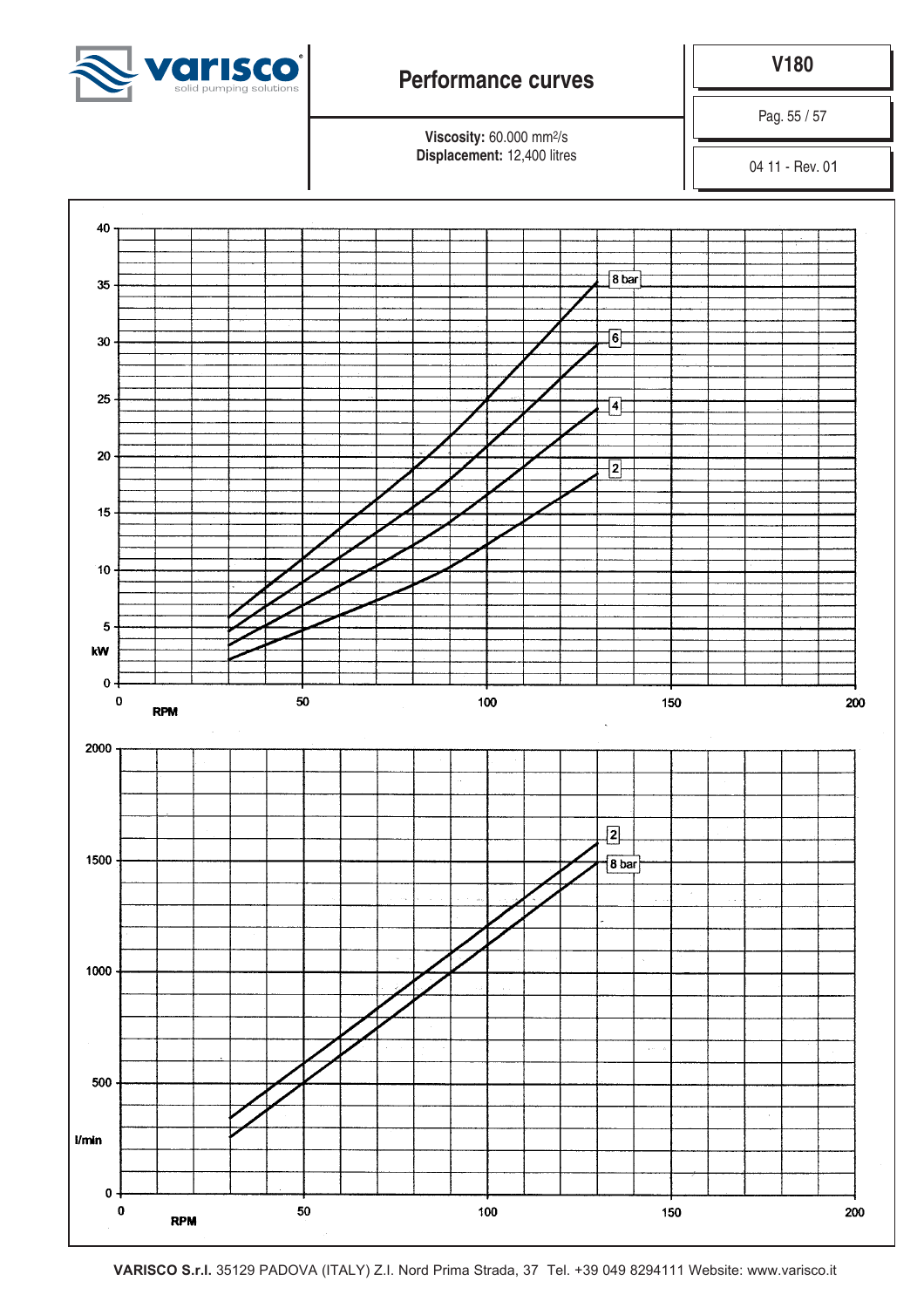# Performance curves

**V180**

Pag. 55 / 57

04 11 - Rev. 01

**Viscosity:** 60.000 mm²/s
**Displacement:** 12,400 litres

40
35
30
25
20
15
10
5
kW
0

8 bar
6
4
2

0
50
100
150
200
RPM

2000
1500
1000
500
l/min
0

2
8 bar

0
50
100
150
200
RPM

**VARISCO S.r.l.** 35129 PADOVA (ITALY) Z.I. Nord Prima Strada, 37 Tel. +39 049 8294111 Website: www.varisco.it